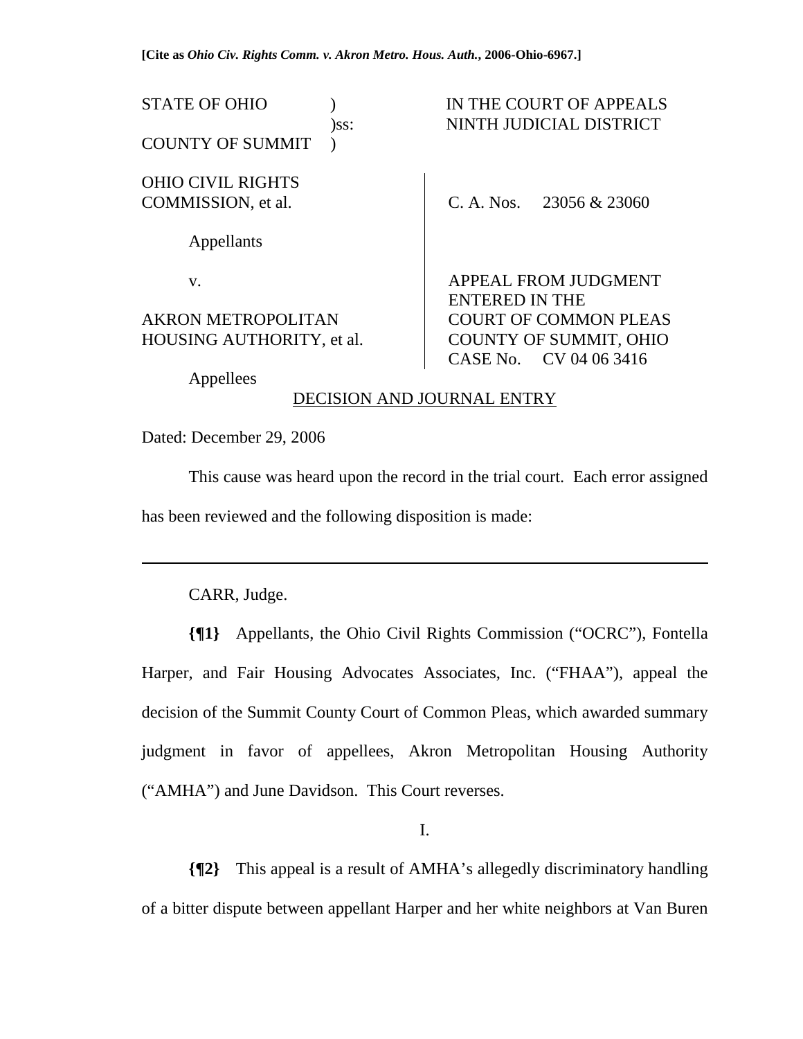**[Cite as *Ohio Civ. Rights Comm. v. Akron Metro. Hous. Auth.*, 2006-Ohio-6967.]**

| | | |
|---|---|---|
| STATE OF OHIO<br>)ss:<br>COUNTY OF SUMMIT | | IN THE COURT OF APPEALS<br>NINTH JUDICIAL DISTRICT |
| OHIO CIVIL RIGHTS COMMISSION, et al.<br><br>Appellants<br><br>v.<br><br>AKRON METROPOLITAN HOUSING AUTHORITY, et al.<br><br>Appellees | | C. A. Nos. 23056 & 23060<br><br>APPEAL FROM JUDGMENT ENTERED IN THE COURT OF COMMON PLEAS COUNTY OF SUMMIT, OHIO CASE No. CV 04 06 3416 |

DECISION AND JOURNAL ENTRY

Dated: December 29, 2006

This cause was heard upon the record in the trial court. Each error assigned has been reviewed and the following disposition is made:

---

CARR, Judge.

**{¶1}** Appellants, the Ohio Civil Rights Commission ("OCRC"), Fontella Harper, and Fair Housing Advocates Associates, Inc. ("FHAA"), appeal the decision of the Summit County Court of Common Pleas, which awarded summary judgment in favor of appellees, Akron Metropolitan Housing Authority ("AMHA") and June Davidson. This Court reverses.

I.

**{¶2}** This appeal is a result of AMHA's allegedly discriminatory handling of a bitter dispute between appellant Harper and her white neighbors at Van Buren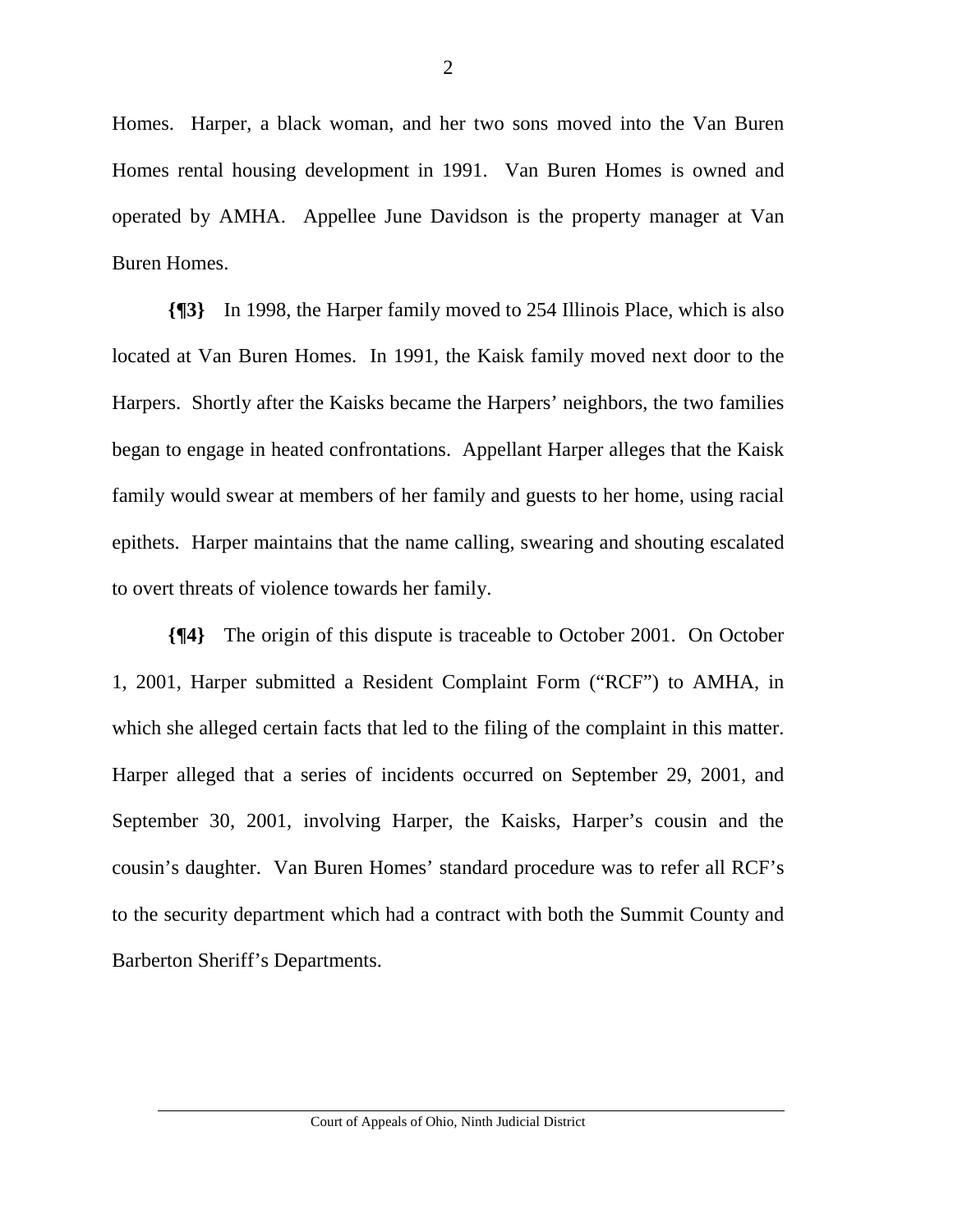Homes. Harper, a black woman, and her two sons moved into the Van Buren Homes rental housing development in 1991. Van Buren Homes is owned and operated by AMHA. Appellee June Davidson is the property manager at Van Buren Homes.

**{¶3}** In 1998, the Harper family moved to 254 Illinois Place, which is also located at Van Buren Homes. In 1991, the Kaisk family moved next door to the Harpers. Shortly after the Kaisks became the Harpers' neighbors, the two families began to engage in heated confrontations. Appellant Harper alleges that the Kaisk family would swear at members of her family and guests to her home, using racial epithets. Harper maintains that the name calling, swearing and shouting escalated to overt threats of violence towards her family.

**{¶4}** The origin of this dispute is traceable to October 2001. On October 1, 2001, Harper submitted a Resident Complaint Form ("RCF") to AMHA, in which she alleged certain facts that led to the filing of the complaint in this matter. Harper alleged that a series of incidents occurred on September 29, 2001, and September 30, 2001, involving Harper, the Kaisks, Harper's cousin and the cousin's daughter. Van Buren Homes' standard procedure was to refer all RCF's to the security department which had a contract with both the Summit County and Barberton Sheriff's Departments.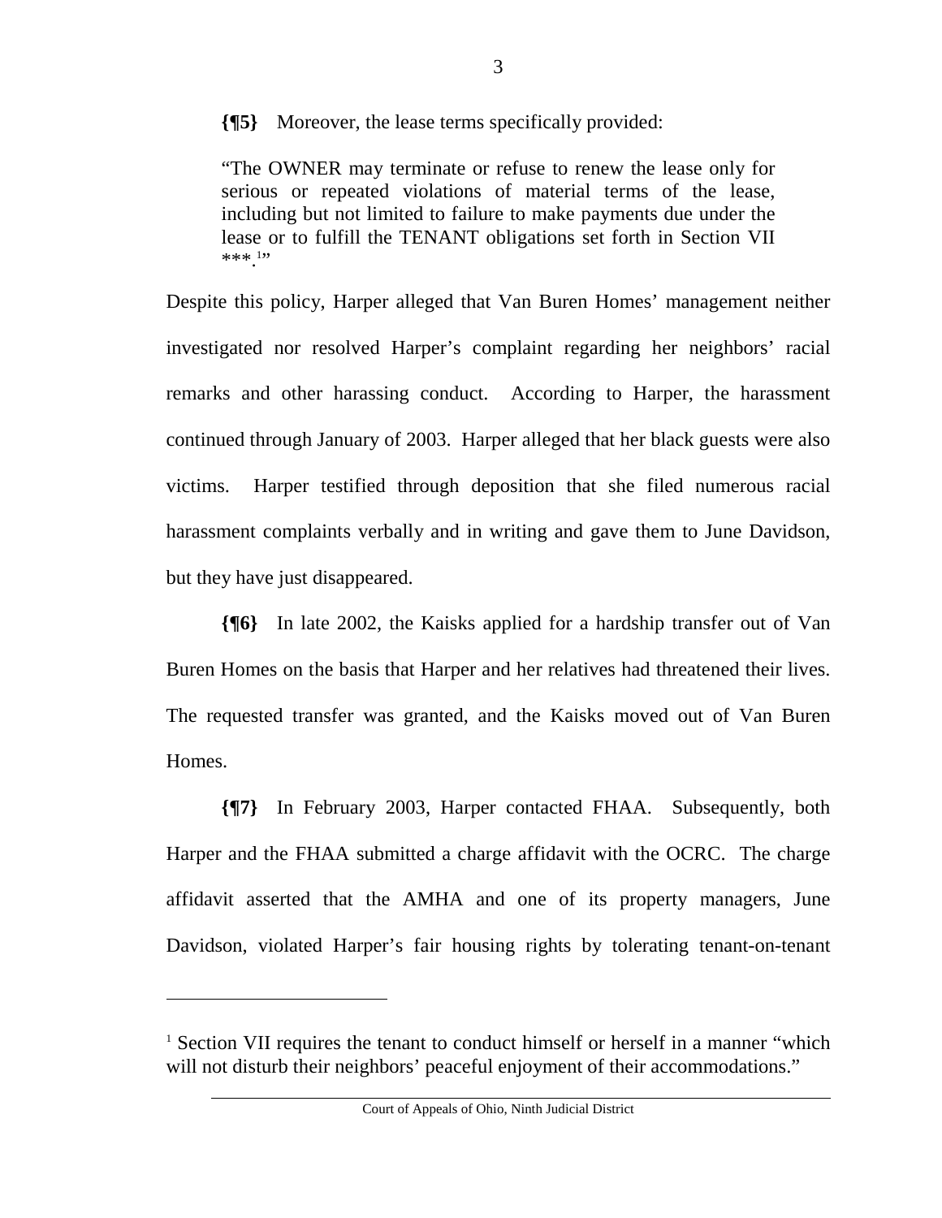**{¶5}** Moreover, the lease terms specifically provided:

> "The OWNER may terminate or refuse to renew the lease only for serious or repeated violations of material terms of the lease, including but not limited to failure to make payments due under the lease or to fulfill the TENANT obligations set forth in Section VII ***.[1]"

Despite this policy, Harper alleged that Van Buren Homes' management neither investigated nor resolved Harper's complaint regarding her neighbors' racial remarks and other harassing conduct. According to Harper, the harassment continued through January of 2003. Harper alleged that her black guests were also victims. Harper testified through deposition that she filed numerous racial harassment complaints verbally and in writing and gave them to June Davidson, but they have just disappeared.

**{¶6}** In late 2002, the Kaisks applied for a hardship transfer out of Van Buren Homes on the basis that Harper and her relatives had threatened their lives. The requested transfer was granted, and the Kaisks moved out of Van Buren Homes.

**{¶7}** In February 2003, Harper contacted FHAA. Subsequently, both Harper and the FHAA submitted a charge affidavit with the OCRC. The charge affidavit asserted that the AMHA and one of its property managers, June Davidson, violated Harper's fair housing rights by tolerating tenant-on-tenant

---

[1] Section VII requires the tenant to conduct himself or herself in a manner "which will not disturb their neighbors' peaceful enjoyment of their accommodations."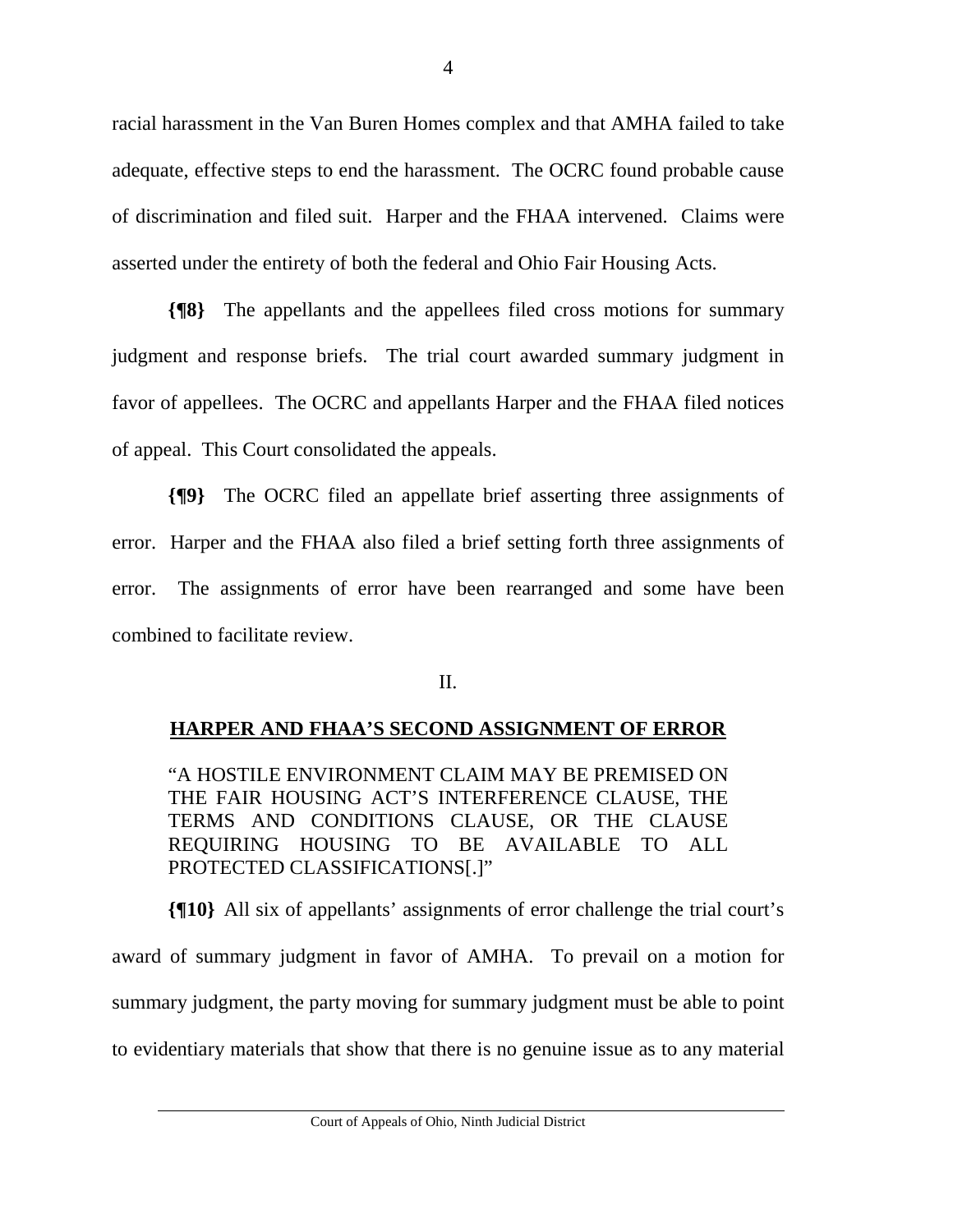racial harassment in the Van Buren Homes complex and that AMHA failed to take adequate, effective steps to end the harassment. The OCRC found probable cause of discrimination and filed suit. Harper and the FHAA intervened. Claims were asserted under the entirety of both the federal and Ohio Fair Housing Acts.

**{¶8}** The appellants and the appellees filed cross motions for summary judgment and response briefs. The trial court awarded summary judgment in favor of appellees. The OCRC and appellants Harper and the FHAA filed notices of appeal. This Court consolidated the appeals.

**{¶9}** The OCRC filed an appellate brief asserting three assignments of error. Harper and the FHAA also filed a brief setting forth three assignments of error. The assignments of error have been rearranged and some have been combined to facilitate review.

II.

**HARPER AND FHAA'S SECOND ASSIGNMENT OF ERROR**

> "A HOSTILE ENVIRONMENT CLAIM MAY BE PREMISED ON THE FAIR HOUSING ACT'S INTERFERENCE CLAUSE, THE TERMS AND CONDITIONS CLAUSE, OR THE CLAUSE REQUIRING HOUSING TO BE AVAILABLE TO ALL PROTECTED CLASSIFICATIONS[.]"

**{¶10}** All six of appellants' assignments of error challenge the trial court's award of summary judgment in favor of AMHA. To prevail on a motion for summary judgment, the party moving for summary judgment must be able to point to evidentiary materials that show that there is no genuine issue as to any material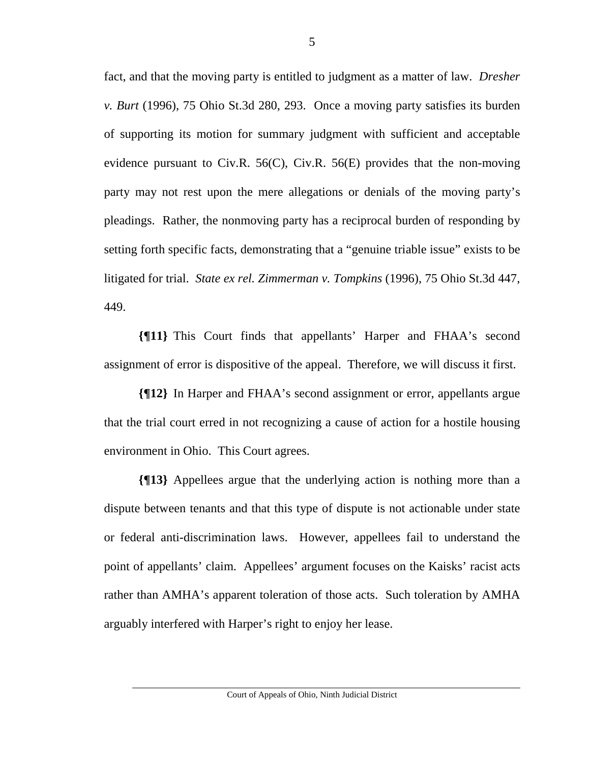fact, and that the moving party is entitled to judgment as a matter of law. *Dresher v. Burt* (1996), 75 Ohio St.3d 280, 293. Once a moving party satisfies its burden of supporting its motion for summary judgment with sufficient and acceptable evidence pursuant to Civ.R. 56(C), Civ.R. 56(E) provides that the non-moving party may not rest upon the mere allegations or denials of the moving party's pleadings. Rather, the nonmoving party has a reciprocal burden of responding by setting forth specific facts, demonstrating that a "genuine triable issue" exists to be litigated for trial. *State ex rel. Zimmerman v. Tompkins* (1996), 75 Ohio St.3d 447, 449.

**{¶11}** This Court finds that appellants' Harper and FHAA's second assignment of error is dispositive of the appeal. Therefore, we will discuss it first.

**{¶12}** In Harper and FHAA's second assignment or error, appellants argue that the trial court erred in not recognizing a cause of action for a hostile housing environment in Ohio. This Court agrees.

**{¶13}** Appellees argue that the underlying action is nothing more than a dispute between tenants and that this type of dispute is not actionable under state or federal anti-discrimination laws. However, appellees fail to understand the point of appellants' claim. Appellees' argument focuses on the Kaisks' racist acts rather than AMHA's apparent toleration of those acts. Such toleration by AMHA arguably interfered with Harper's right to enjoy her lease.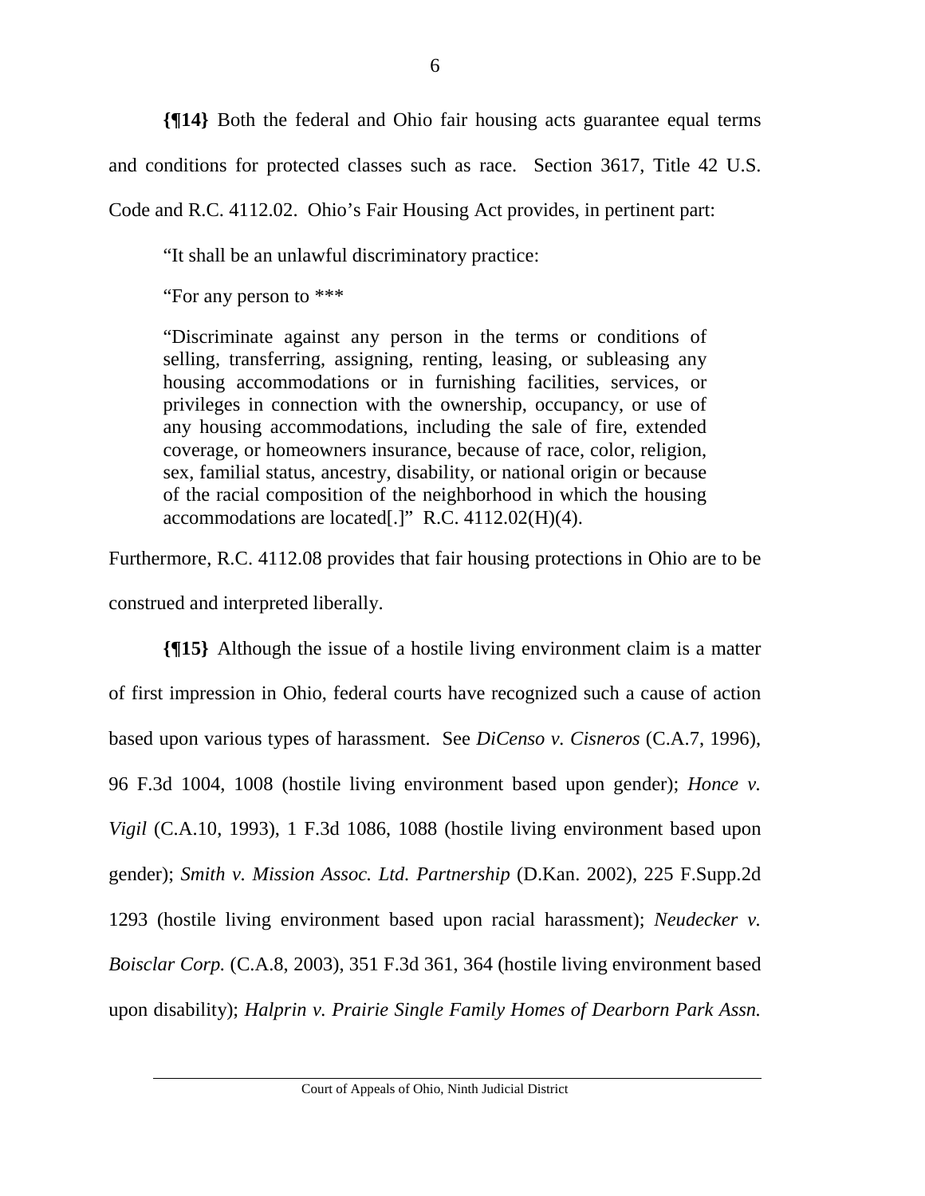**{¶14}** Both the federal and Ohio fair housing acts guarantee equal terms and conditions for protected classes such as race. Section 3617, Title 42 U.S. Code and R.C. 4112.02. Ohio's Fair Housing Act provides, in pertinent part:

> "It shall be an unlawful discriminatory practice:
>
> "For any person to ***
>
> "Discriminate against any person in the terms or conditions of selling, transferring, assigning, renting, leasing, or subleasing any housing accommodations or in furnishing facilities, services, or privileges in connection with the ownership, occupancy, or use of any housing accommodations, including the sale of fire, extended coverage, or homeowners insurance, because of race, color, religion, sex, familial status, ancestry, disability, or national origin or because of the racial composition of the neighborhood in which the housing accommodations are located[.]" R.C. 4112.02(H)(4).

Furthermore, R.C. 4112.08 provides that fair housing protections in Ohio are to be construed and interpreted liberally.

**{¶15}** Although the issue of a hostile living environment claim is a matter of first impression in Ohio, federal courts have recognized such a cause of action based upon various types of harassment. See *DiCenso v. Cisneros* (C.A.7, 1996), 96 F.3d 1004, 1008 (hostile living environment based upon gender); *Honce v. Vigil* (C.A.10, 1993), 1 F.3d 1086, 1088 (hostile living environment based upon gender); *Smith v. Mission Assoc. Ltd. Partnership* (D.Kan. 2002), 225 F.Supp.2d 1293 (hostile living environment based upon racial harassment); *Neudecker v. Boisclar Corp.* (C.A.8, 2003), 351 F.3d 361, 364 (hostile living environment based upon disability); *Halprin v. Prairie Single Family Homes of Dearborn Park Assn.*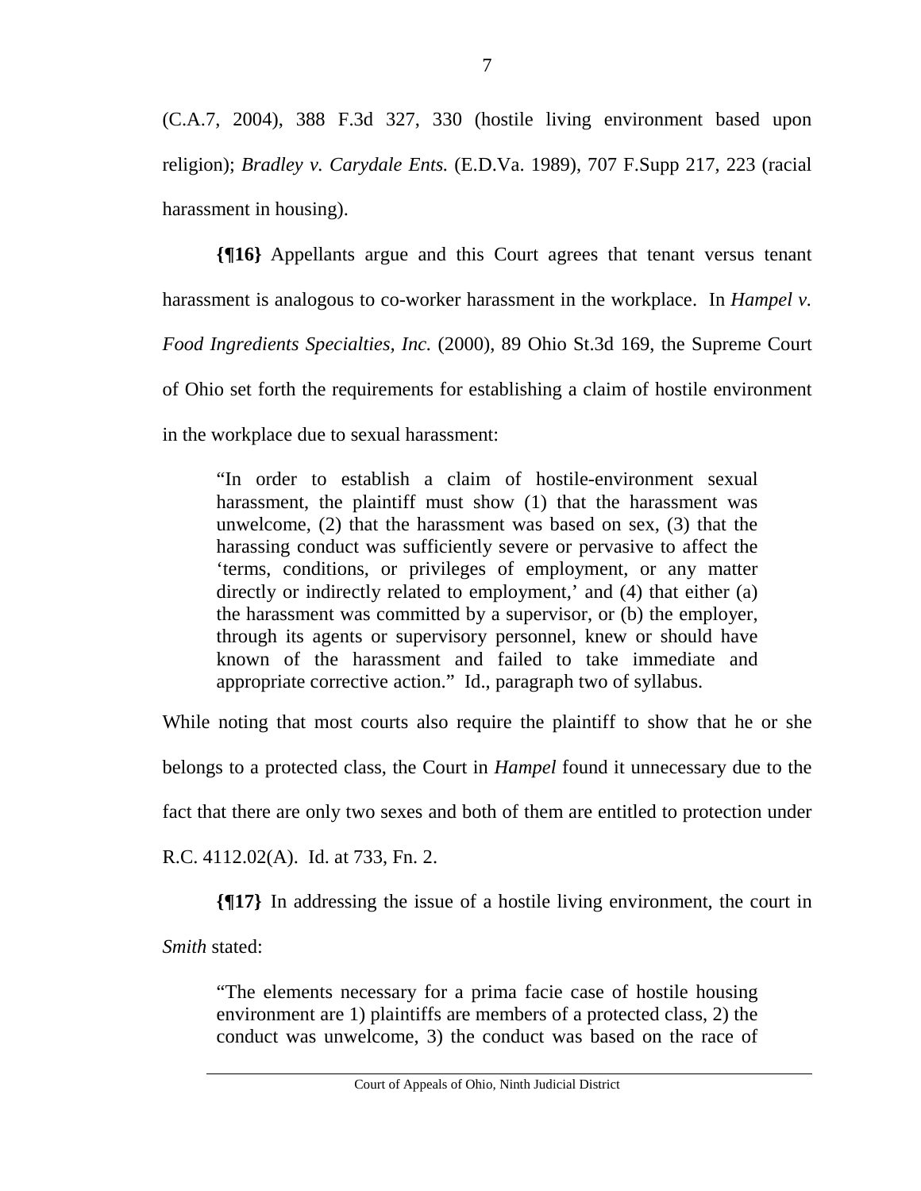(C.A.7, 2004), 388 F.3d 327, 330 (hostile living environment based upon religion); *Bradley v. Carydale Ents.* (E.D.Va. 1989), 707 F.Supp 217, 223 (racial harassment in housing).

**{¶16}** Appellants argue and this Court agrees that tenant versus tenant harassment is analogous to co-worker harassment in the workplace. In *Hampel v. Food Ingredients Specialties, Inc.* (2000), 89 Ohio St.3d 169, the Supreme Court of Ohio set forth the requirements for establishing a claim of hostile environment in the workplace due to sexual harassment:

> "In order to establish a claim of hostile-environment sexual harassment, the plaintiff must show (1) that the harassment was unwelcome, (2) that the harassment was based on sex, (3) that the harassing conduct was sufficiently severe or pervasive to affect the 'terms, conditions, or privileges of employment, or any matter directly or indirectly related to employment,' and (4) that either (a) the harassment was committed by a supervisor, or (b) the employer, through its agents or supervisory personnel, knew or should have known of the harassment and failed to take immediate and appropriate corrective action." Id., paragraph two of syllabus.

While noting that most courts also require the plaintiff to show that he or she belongs to a protected class, the Court in *Hampel* found it unnecessary due to the fact that there are only two sexes and both of them are entitled to protection under R.C. 4112.02(A). Id. at 733, Fn. 2.

**{¶17}** In addressing the issue of a hostile living environment, the court in *Smith* stated:

> "The elements necessary for a prima facie case of hostile housing environment are 1) plaintiffs are members of a protected class, 2) the conduct was unwelcome, 3) the conduct was based on the race of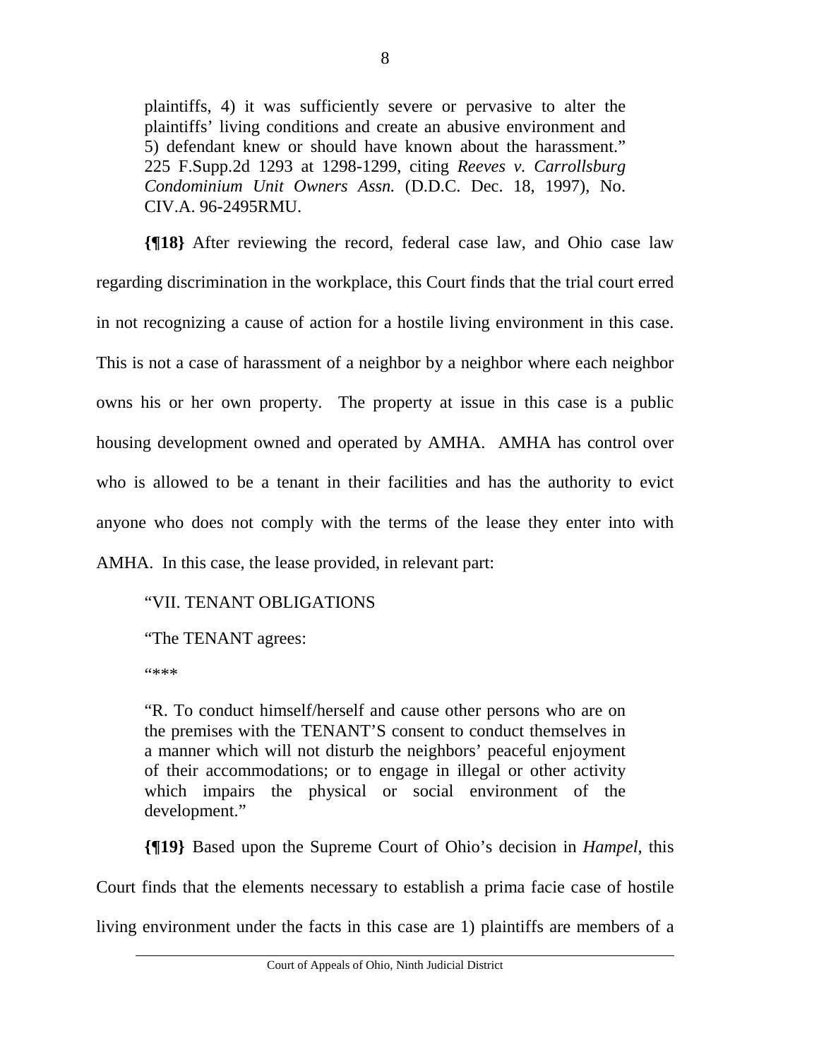> plaintiffs, 4) it was sufficiently severe or pervasive to alter the plaintiffs' living conditions and create an abusive environment and 5) defendant knew or should have known about the harassment." 225 F.Supp.2d 1293 at 1298-1299, citing *Reeves v. Carrollsburg Condominium Unit Owners Assn.* (D.D.C. Dec. 18, 1997), No. CIV.A. 96-2495RMU.

**{¶18}** After reviewing the record, federal case law, and Ohio case law regarding discrimination in the workplace, this Court finds that the trial court erred in not recognizing a cause of action for a hostile living environment in this case. This is not a case of harassment of a neighbor by a neighbor where each neighbor owns his or her own property. The property at issue in this case is a public housing development owned and operated by AMHA. AMHA has control over who is allowed to be a tenant in their facilities and has the authority to evict anyone who does not comply with the terms of the lease they enter into with AMHA. In this case, the lease provided, in relevant part:

> "VII. TENANT OBLIGATIONS
>
> "The TENANT agrees:
>
> "***
>
> "R. To conduct himself/herself and cause other persons who are on the premises with the TENANT'S consent to conduct themselves in a manner which will not disturb the neighbors' peaceful enjoyment of their accommodations; or to engage in illegal or other activity which impairs the physical or social environment of the development."

**{¶19}** Based upon the Supreme Court of Ohio's decision in *Hampel*, this Court finds that the elements necessary to establish a prima facie case of hostile living environment under the facts in this case are 1) plaintiffs are members of a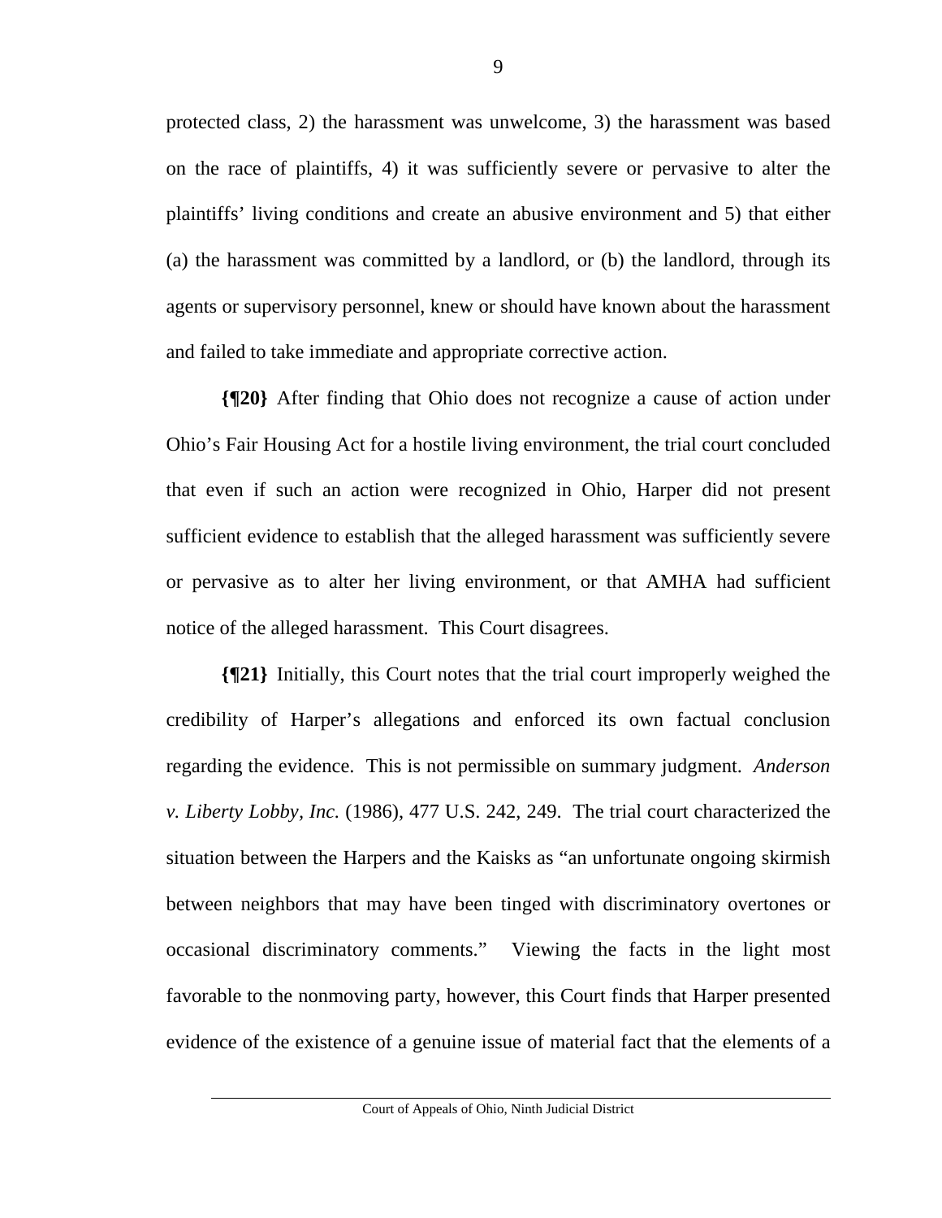protected class, 2) the harassment was unwelcome, 3) the harassment was based on the race of plaintiffs, 4) it was sufficiently severe or pervasive to alter the plaintiffs' living conditions and create an abusive environment and 5) that either (a) the harassment was committed by a landlord, or (b) the landlord, through its agents or supervisory personnel, knew or should have known about the harassment and failed to take immediate and appropriate corrective action.

**{¶20}** After finding that Ohio does not recognize a cause of action under Ohio's Fair Housing Act for a hostile living environment, the trial court concluded that even if such an action were recognized in Ohio, Harper did not present sufficient evidence to establish that the alleged harassment was sufficiently severe or pervasive as to alter her living environment, or that AMHA had sufficient notice of the alleged harassment. This Court disagrees.

**{¶21}** Initially, this Court notes that the trial court improperly weighed the credibility of Harper's allegations and enforced its own factual conclusion regarding the evidence. This is not permissible on summary judgment. *Anderson v. Liberty Lobby, Inc.* (1986), 477 U.S. 242, 249. The trial court characterized the situation between the Harpers and the Kaisks as "an unfortunate ongoing skirmish between neighbors that may have been tinged with discriminatory overtones or occasional discriminatory comments." Viewing the facts in the light most favorable to the nonmoving party, however, this Court finds that Harper presented evidence of the existence of a genuine issue of material fact that the elements of a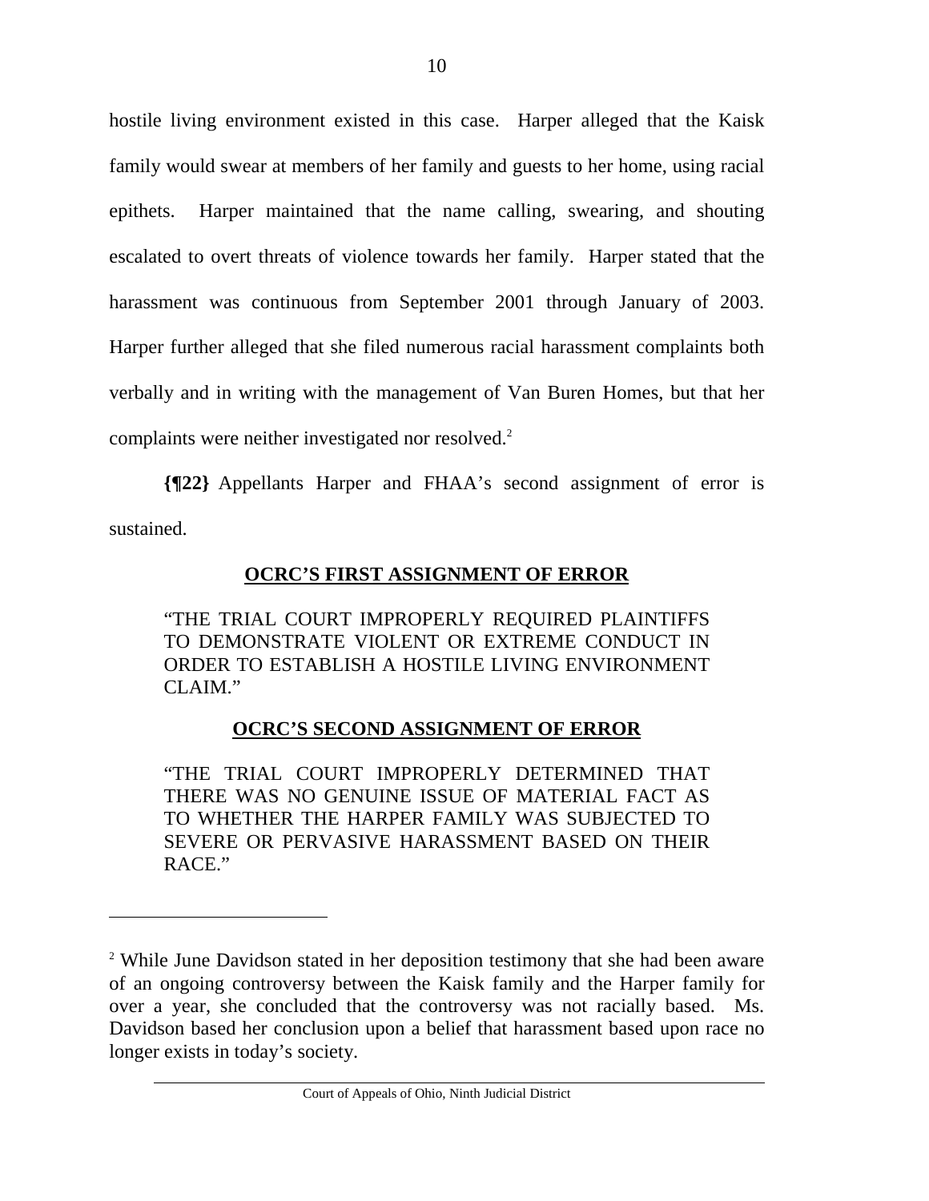hostile living environment existed in this case. Harper alleged that the Kaisk family would swear at members of her family and guests to her home, using racial epithets. Harper maintained that the name calling, swearing, and shouting escalated to overt threats of violence towards her family. Harper stated that the harassment was continuous from September 2001 through January of 2003. Harper further alleged that she filed numerous racial harassment complaints both verbally and in writing with the management of Van Buren Homes, but that her complaints were neither investigated nor resolved.[2]

**{¶22}** Appellants Harper and FHAA's second assignment of error is sustained.

**OCRC'S FIRST ASSIGNMENT OF ERROR**

"THE TRIAL COURT IMPROPERLY REQUIRED PLAINTIFFS TO DEMONSTRATE VIOLENT OR EXTREME CONDUCT IN ORDER TO ESTABLISH A HOSTILE LIVING ENVIRONMENT CLAIM."

**OCRC'S SECOND ASSIGNMENT OF ERROR**

"THE TRIAL COURT IMPROPERLY DETERMINED THAT THERE WAS NO GENUINE ISSUE OF MATERIAL FACT AS TO WHETHER THE HARPER FAMILY WAS SUBJECTED TO SEVERE OR PERVASIVE HARASSMENT BASED ON THEIR RACE."

---

[2] While June Davidson stated in her deposition testimony that she had been aware of an ongoing controversy between the Kaisk family and the Harper family for over a year, she concluded that the controversy was not racially based. Ms. Davidson based her conclusion upon a belief that harassment based upon race no longer exists in today's society.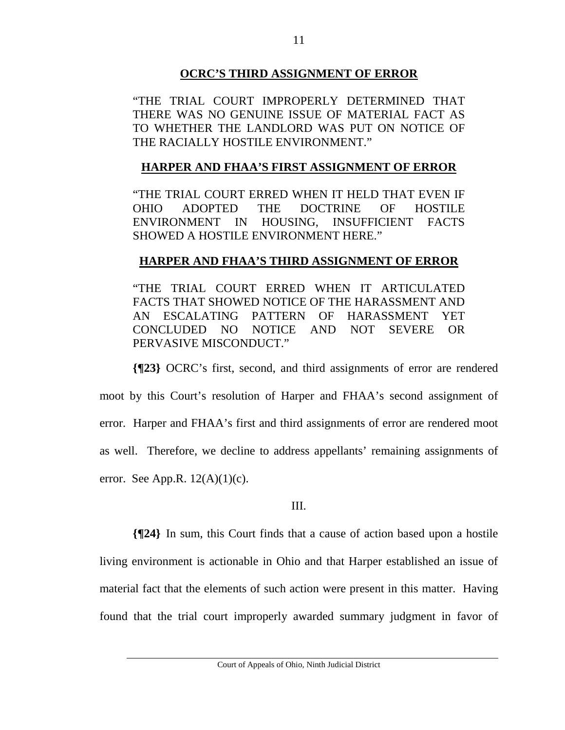**OCRC'S THIRD ASSIGNMENT OF ERROR**

"THE TRIAL COURT IMPROPERLY DETERMINED THAT THERE WAS NO GENUINE ISSUE OF MATERIAL FACT AS TO WHETHER THE LANDLORD WAS PUT ON NOTICE OF THE RACIALLY HOSTILE ENVIRONMENT."

**HARPER AND FHAA'S FIRST ASSIGNMENT OF ERROR**

"THE TRIAL COURT ERRED WHEN IT HELD THAT EVEN IF OHIO ADOPTED THE DOCTRINE OF HOSTILE ENVIRONMENT IN HOUSING, INSUFFICIENT FACTS SHOWED A HOSTILE ENVIRONMENT HERE."

**HARPER AND FHAA'S THIRD ASSIGNMENT OF ERROR**

"THE TRIAL COURT ERRED WHEN IT ARTICULATED FACTS THAT SHOWED NOTICE OF THE HARASSMENT AND AN ESCALATING PATTERN OF HARASSMENT YET CONCLUDED NO NOTICE AND NOT SEVERE OR PERVASIVE MISCONDUCT."

**{¶23}** OCRC's first, second, and third assignments of error are rendered moot by this Court's resolution of Harper and FHAA's second assignment of error. Harper and FHAA's first and third assignments of error are rendered moot as well. Therefore, we decline to address appellants' remaining assignments of error. See App.R. 12(A)(1)(c).

III.

**{¶24}** In sum, this Court finds that a cause of action based upon a hostile living environment is actionable in Ohio and that Harper established an issue of material fact that the elements of such action were present in this matter. Having found that the trial court improperly awarded summary judgment in favor of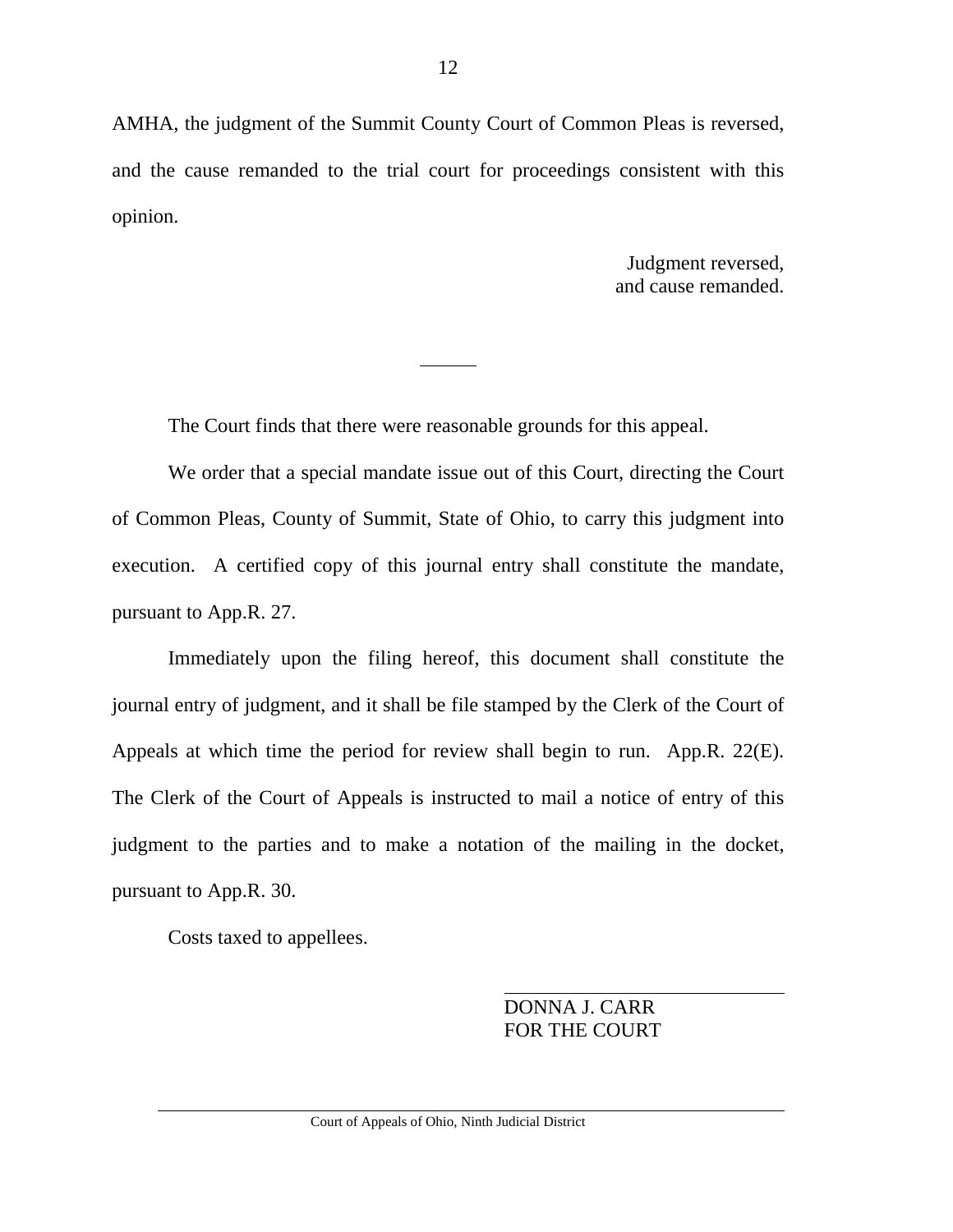AMHA, the judgment of the Summit County Court of Common Pleas is reversed, and the cause remanded to the trial court for proceedings consistent with this opinion.

Judgment reversed,
and cause remanded.

---

The Court finds that there were reasonable grounds for this appeal.

We order that a special mandate issue out of this Court, directing the Court of Common Pleas, County of Summit, State of Ohio, to carry this judgment into execution. A certified copy of this journal entry shall constitute the mandate, pursuant to App.R. 27.

Immediately upon the filing hereof, this document shall constitute the journal entry of judgment, and it shall be file stamped by the Clerk of the Court of Appeals at which time the period for review shall begin to run. App.R. 22(E). The Clerk of the Court of Appeals is instructed to mail a notice of entry of this judgment to the parties and to make a notation of the mailing in the docket, pursuant to App.R. 30.

Costs taxed to appellees.

DONNA J. CARR
FOR THE COURT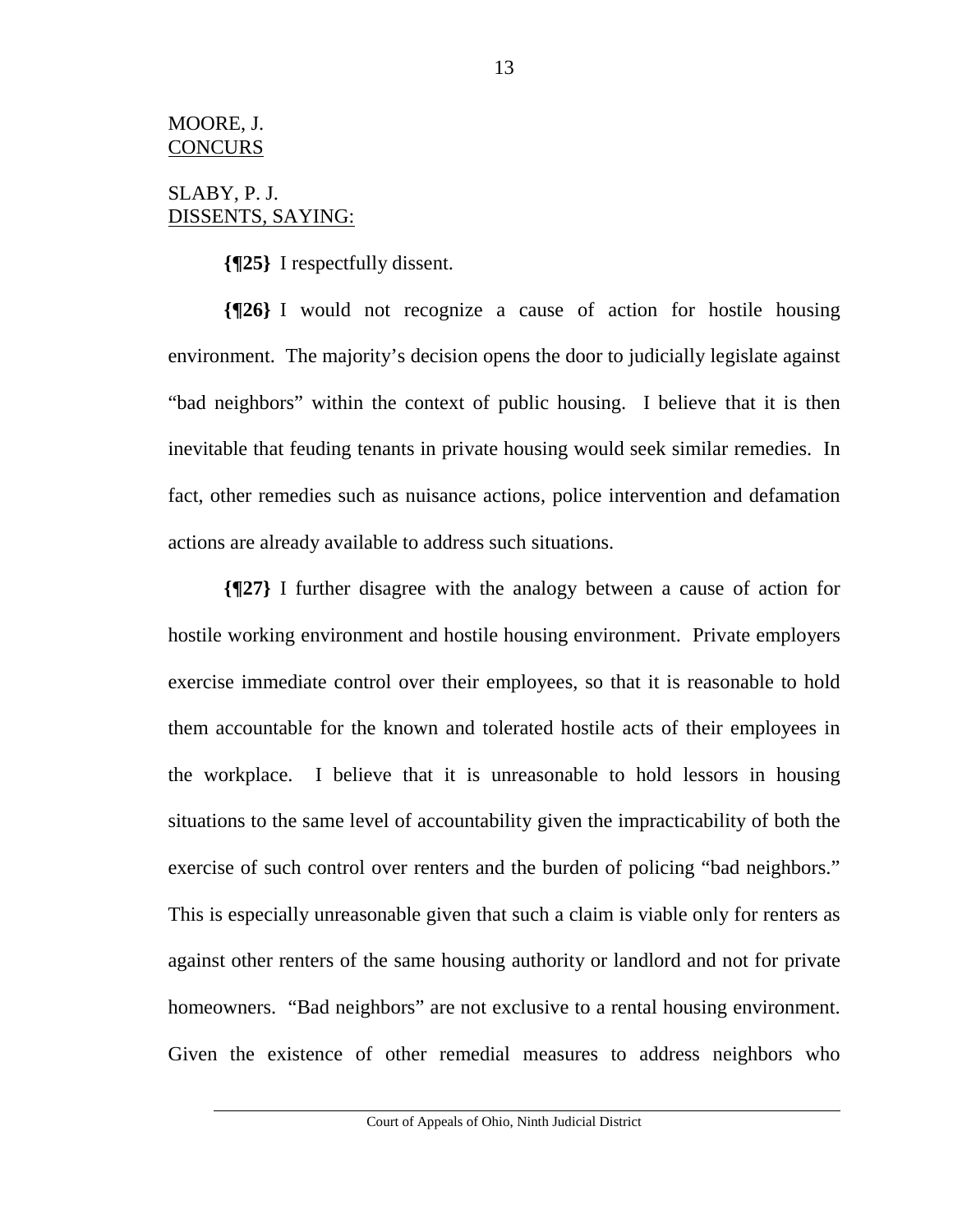MOORE, J.
CONCURS

SLABY, P. J.
DISSENTS, SAYING:

**{¶25}** I respectfully dissent.

**{¶26}** I would not recognize a cause of action for hostile housing environment. The majority's decision opens the door to judicially legislate against "bad neighbors" within the context of public housing. I believe that it is then inevitable that feuding tenants in private housing would seek similar remedies. In fact, other remedies such as nuisance actions, police intervention and defamation actions are already available to address such situations.

**{¶27}** I further disagree with the analogy between a cause of action for hostile working environment and hostile housing environment. Private employers exercise immediate control over their employees, so that it is reasonable to hold them accountable for the known and tolerated hostile acts of their employees in the workplace. I believe that it is unreasonable to hold lessors in housing situations to the same level of accountability given the impracticability of both the exercise of such control over renters and the burden of policing "bad neighbors." This is especially unreasonable given that such a claim is viable only for renters as against other renters of the same housing authority or landlord and not for private homeowners. "Bad neighbors" are not exclusive to a rental housing environment. Given the existence of other remedial measures to address neighbors who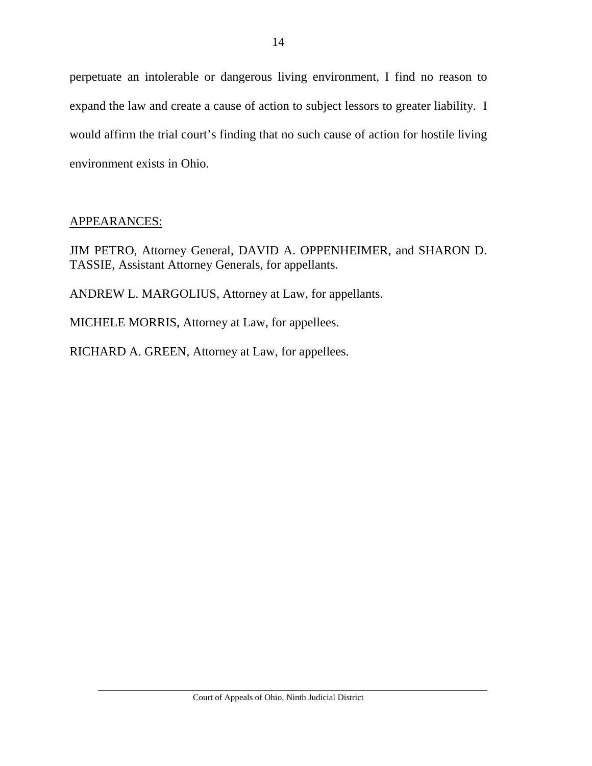perpetuate an intolerable or dangerous living environment, I find no reason to expand the law and create a cause of action to subject lessors to greater liability. I would affirm the trial court's finding that no such cause of action for hostile living environment exists in Ohio.

APPEARANCES:

JIM PETRO, Attorney General, DAVID A. OPPENHEIMER, and SHARON D. TASSIE, Assistant Attorney Generals, for appellants.

ANDREW L. MARGOLIUS, Attorney at Law, for appellants.

MICHELE MORRIS, Attorney at Law, for appellees.

RICHARD A. GREEN, Attorney at Law, for appellees.